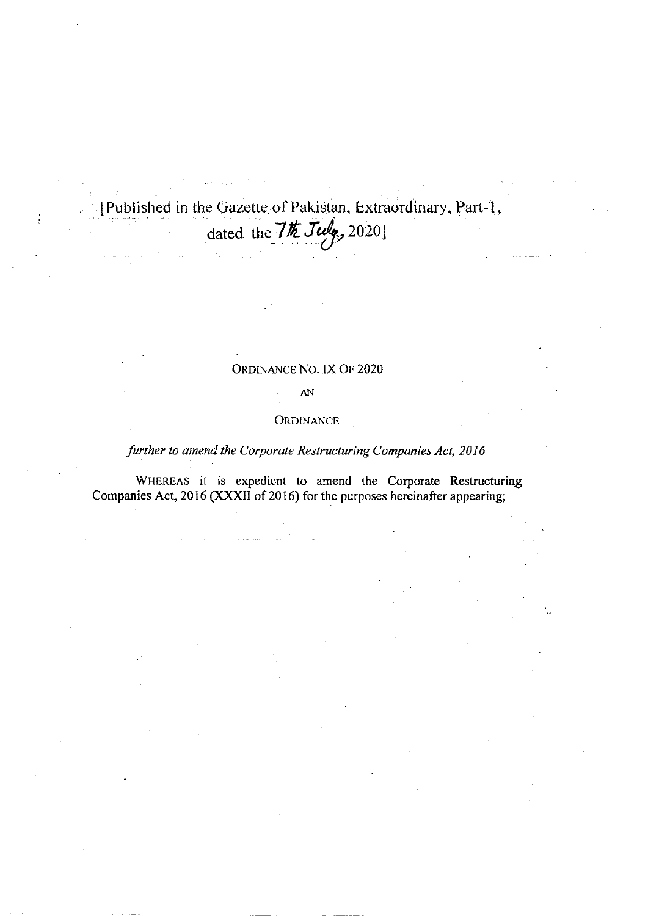[Published in the Gazette of Pakistan, Extraordinary, Part-1, dated the 7th July, 2020]

ORDINANCE NO. IX OF 2020

AN

ORDINANCE

*further to amend the Corporate Restructuring Companies Act, 2016*

WHEREAS it is expedient to amend the Corporate Restructuring Companies Act, 2016 (XXXII of 2016) for the purposes hereinafter appearing;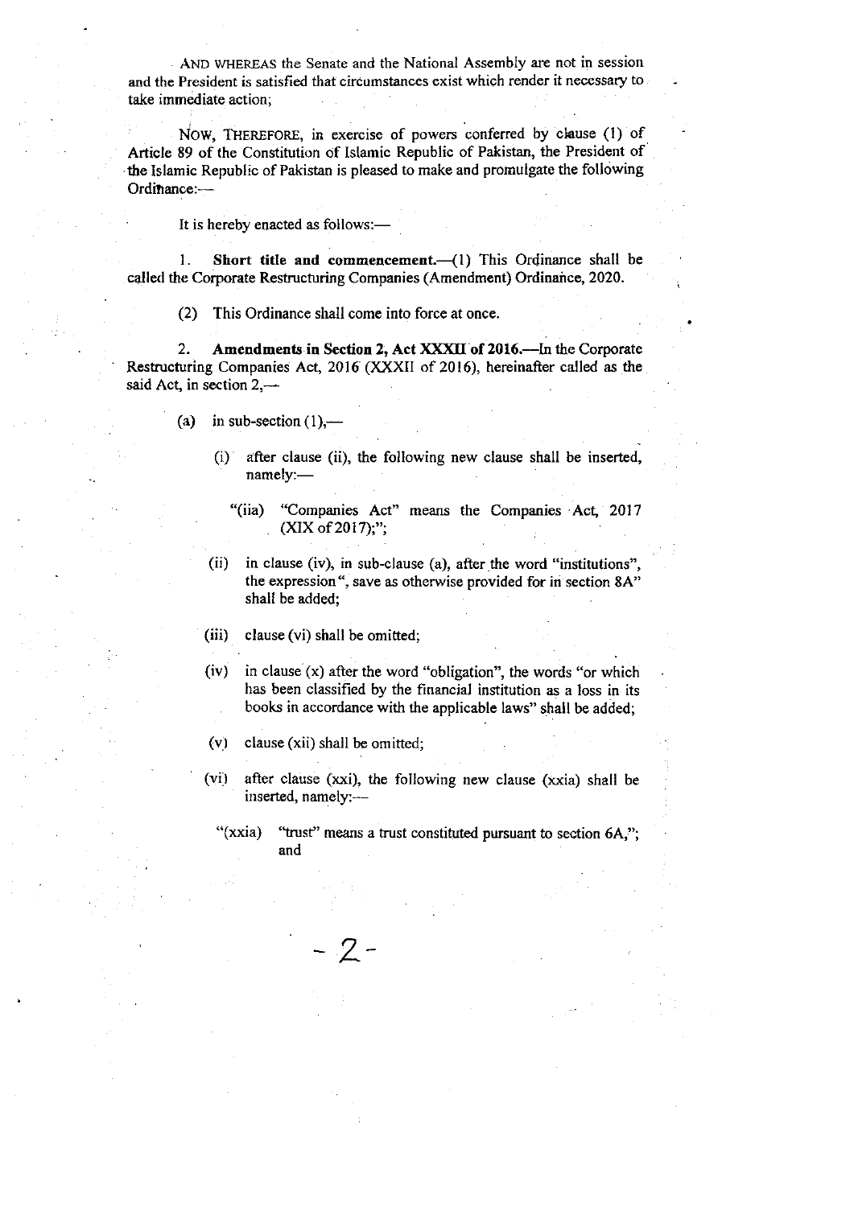AND WHEREAS the Senate and the National Assembly are not in session and the President is satisfied that circumstances exist which render it necessary to take immediate action;

NOW, THEREFORE, in exercise of powers conferred by clause (1) of Article 89 of the Constitution of Islamic Republic of Pakistan, the President of the Islamic Republic of Pakistan is pleased to make and promulgate the following Ordinance:—

It is hereby enacted as follows:—

1. **Short title and commencement.**—(1) This Ordinance shall be called the Corporate Restructuring Companies (Amendment) Ordinance, 2020.

(2) This Ordinance shall come into force at once.

2. **Amendments in Section 2, Act XXXII of 2016.**—In the Corporate Restructuring Companies Act, 2016 (XXXII of 2016), hereinafter called as the said Act, in section 2,—

(a) in sub-section (1),—

(i) after clause (ii), the following new clause shall be inserted, namely:—

"(iia) "Companies Act" means the Companies Act, 2017 (XIX of 2017);";

(ii) in clause (iv), in sub-clause (a), after the word "institutions", the expression ", save as otherwise provided for in section 8A" shall be added;

(iii) clause (vi) shall be omitted;

(iv) in clause (x) after the word "obligation", the words "or which has been classified by the financial institution as a loss in its books in accordance with the applicable laws" shall be added;

(v) clause (xii) shall be omitted;

(vi) after clause (xxi), the following new clause (xxia) shall be inserted, namely:—

"(xxia) "trust" means a trust constituted pursuant to section 6A,"; and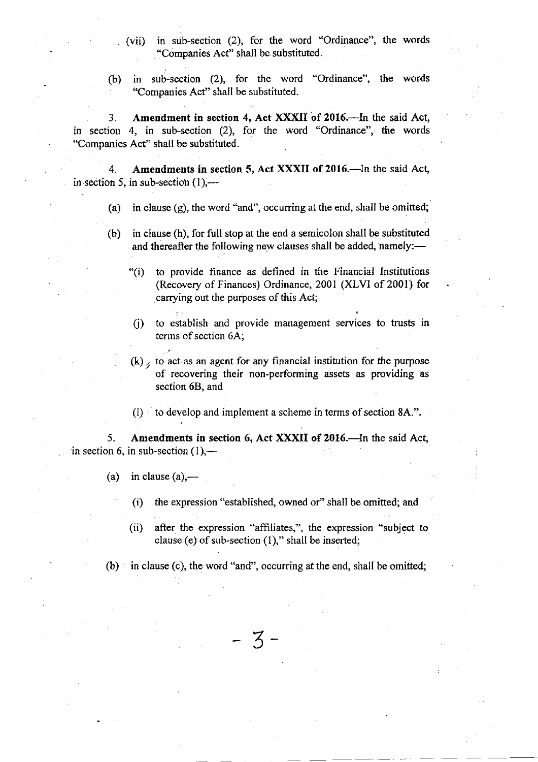(vii) in sub-section (2), for the word "Ordinance", the words "Companies Act" shall be substituted.

(b) in sub-section (2), for the word "Ordinance", the words "Companies Act" shall be substituted.

3. **Amendment in section 4, Act XXXII of 2016.**—In the said Act, in section 4, in sub-section (2), for the word "Ordinance", the words "Companies Act" shall be substituted.

4. **Amendments in section 5, Act XXXII of 2016.**—In the said Act, in section 5, in sub-section (1),—

(a) in clause (g), the word "and", occurring at the end, shall be omitted;

(b) in clause (h), for full stop at the end a semicolon shall be substituted and thereafter the following new clauses shall be added, namely:—

"(i) to provide finance as defined in the Financial Institutions (Recovery of Finances) Ordinance, 2001 (XLVI of 2001) for carrying out the purposes of this Act;

(j) to establish and provide management services to trusts in terms of section 6A;

(k) to act as an agent for any financial institution for the purpose of recovering their non-performing assets as providing as section 6B, and

(l) to develop and implement a scheme in terms of section 8A.".

5. **Amendments in section 6, Act XXXII of 2016.**—In the said Act, in section 6, in sub-section (1),—

(a) in clause (a),—

(i) the expression "established, owned or" shall be omitted; and

(ii) after the expression "affiliates,", the expression "subject to clause (e) of sub-section (1)," shall be inserted;

(b) in clause (c), the word "and", occurring at the end, shall be omitted;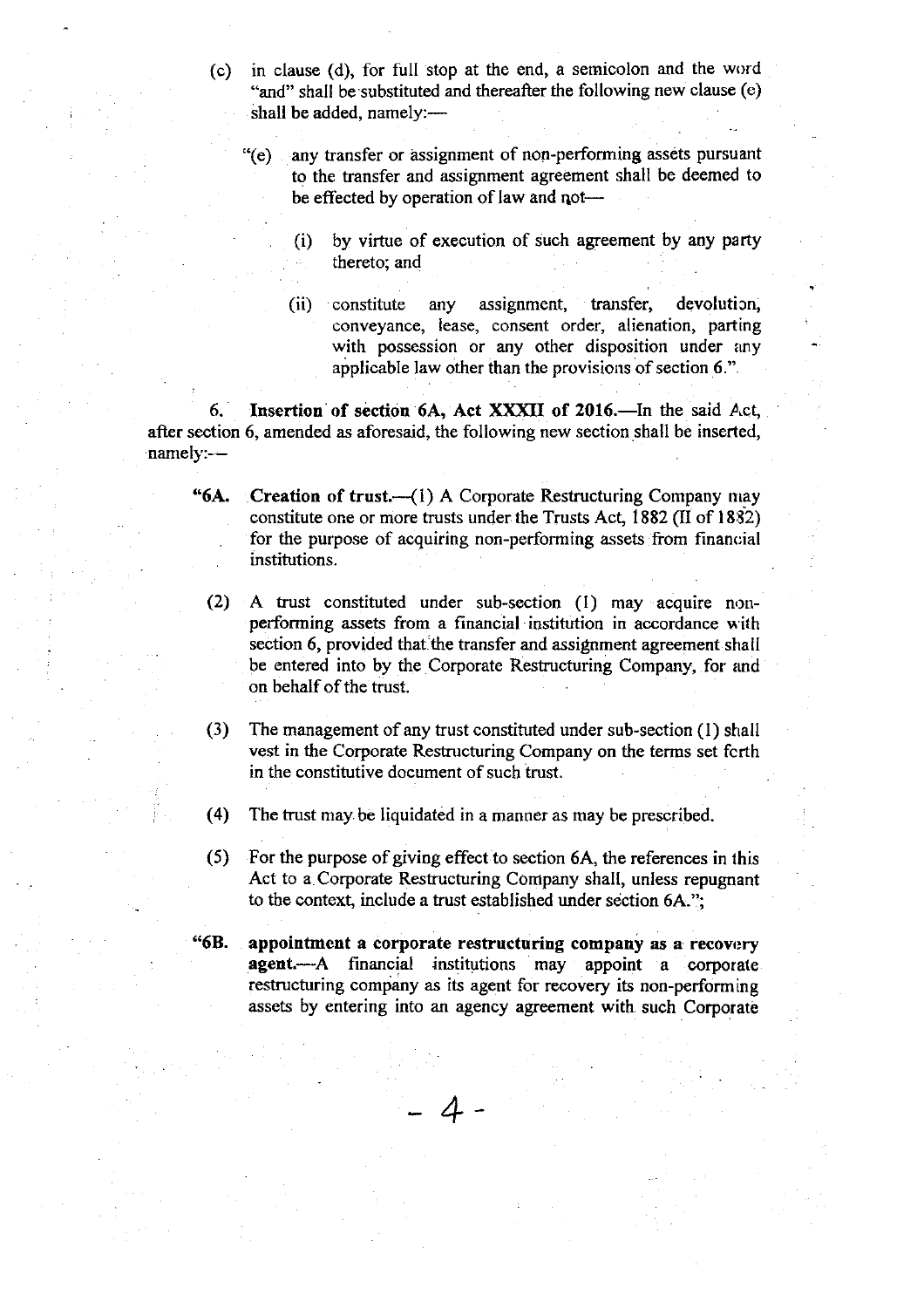(c) in clause (d), for full stop at the end, a semicolon and the word "and" shall be substituted and thereafter the following new clause (e) shall be added, namely:—

"(e) any transfer or assignment of non-performing assets pursuant to the transfer and assignment agreement shall be deemed to be effected by operation of law and not—

(i) by virtue of execution of such agreement by any party thereto; and

(ii) constitute any assignment, transfer, devolution, conveyance, lease, consent order, alienation, parting with possession or any other disposition under any applicable law other than the provisions of section 6.".

6. **Insertion of section 6A, Act XXXII of 2016.**—In the said Act, after section 6, amended as aforesaid, the following new section shall be inserted, namely:—

"**6A. Creation of trust.**—(1) A Corporate Restructuring Company may constitute one or more trusts under the Trusts Act, 1882 (II of 1882) for the purpose of acquiring non-performing assets from financial institutions.

(2) A trust constituted under sub-section (1) may acquire non-performing assets from a financial institution in accordance with section 6, provided that the transfer and assignment agreement shall be entered into by the Corporate Restructuring Company, for and on behalf of the trust.

(3) The management of any trust constituted under sub-section (1) shall vest in the Corporate Restructuring Company on the terms set forth in the constitutive document of such trust.

(4) The trust may be liquidated in a manner as may be prescribed.

(5) For the purpose of giving effect to section 6A, the references in this Act to a Corporate Restructuring Company shall, unless repugnant to the context, include a trust established under section 6A.";

"**6B. appointment a corporate restructuring company as a recovery agent.**—A financial institutions may appoint a corporate restructuring company as its agent for recovery its non-performing assets by entering into an agency agreement with such Corporate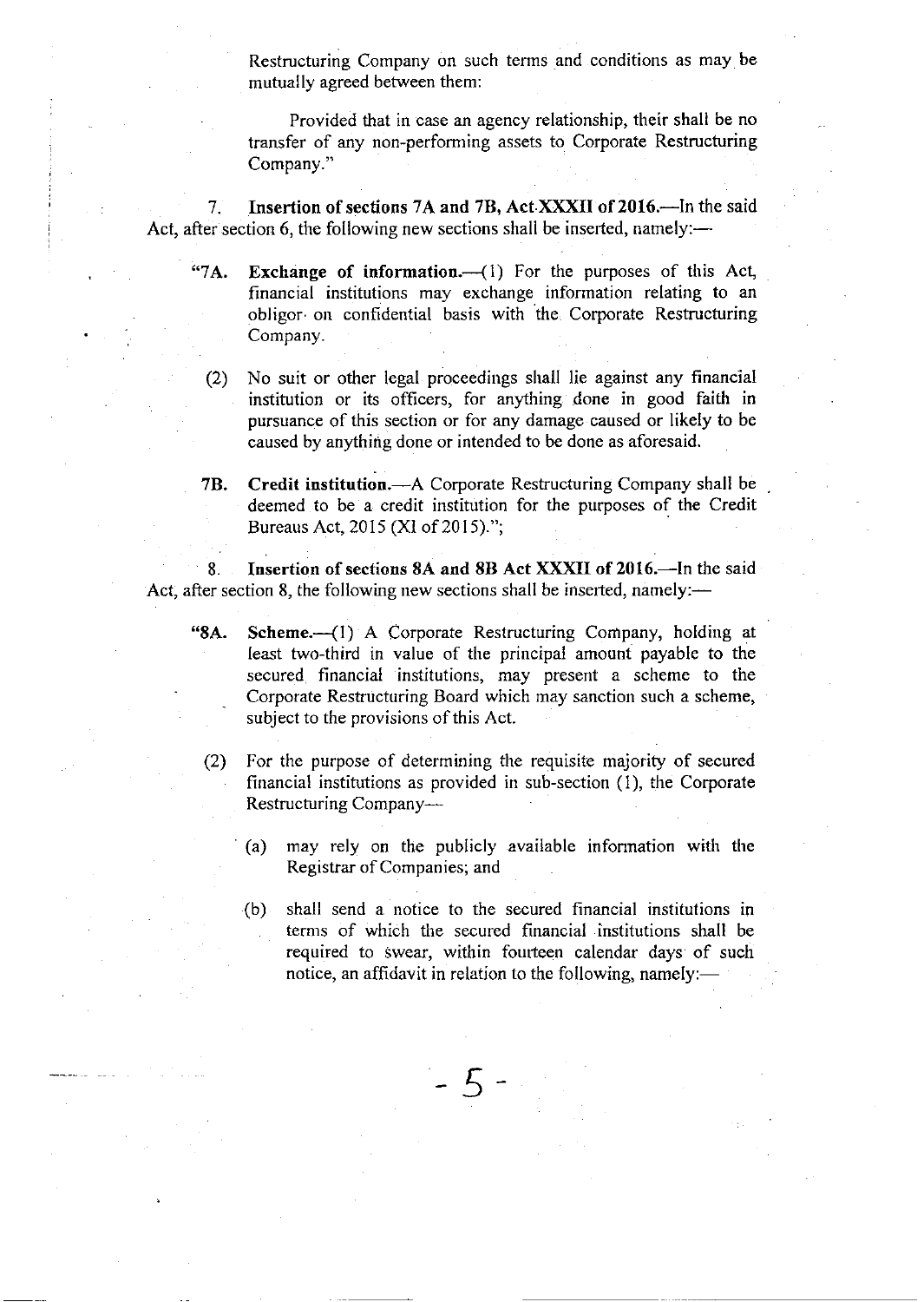Restructuring Company on such terms and conditions as may be mutually agreed between them:

Provided that in case an agency relationship, their shall be no transfer of any non-performing assets to Corporate Restructuring Company."

7. **Insertion of sections 7A and 7B, Act XXXII of 2016.**—In the said Act, after section 6, the following new sections shall be inserted, namely:—

"**7A. Exchange of information.**—(1) For the purposes of this Act, financial institutions may exchange information relating to an obligor on confidential basis with the Corporate Restructuring Company.

(2) No suit or other legal proceedings shall lie against any financial institution or its officers, for anything done in good faith in pursuance of this section or for any damage caused or likely to be caused by anything done or intended to be done as aforesaid.

**7B. Credit institution.**—A Corporate Restructuring Company shall be deemed to be a credit institution for the purposes of the Credit Bureaus Act, 2015 (XI of 2015).";

8. **Insertion of sections 8A and 8B Act XXXII of 2016.**—In the said Act, after section 8, the following new sections shall be inserted, namely:—

"**8A. Scheme.**—(1) A Corporate Restructuring Company, holding at least two-third in value of the principal amount payable to the secured financial institutions, may present a scheme to the Corporate Restructuring Board which may sanction such a scheme, subject to the provisions of this Act.

(2) For the purpose of determining the requisite majority of secured financial institutions as provided in sub-section (1), the Corporate Restructuring Company—

(a) may rely on the publicly available information with the Registrar of Companies; and

(b) shall send a notice to the secured financial institutions in terms of which the secured financial institutions shall be required to swear, within fourteen calendar days of such notice, an affidavit in relation to the following, namely:—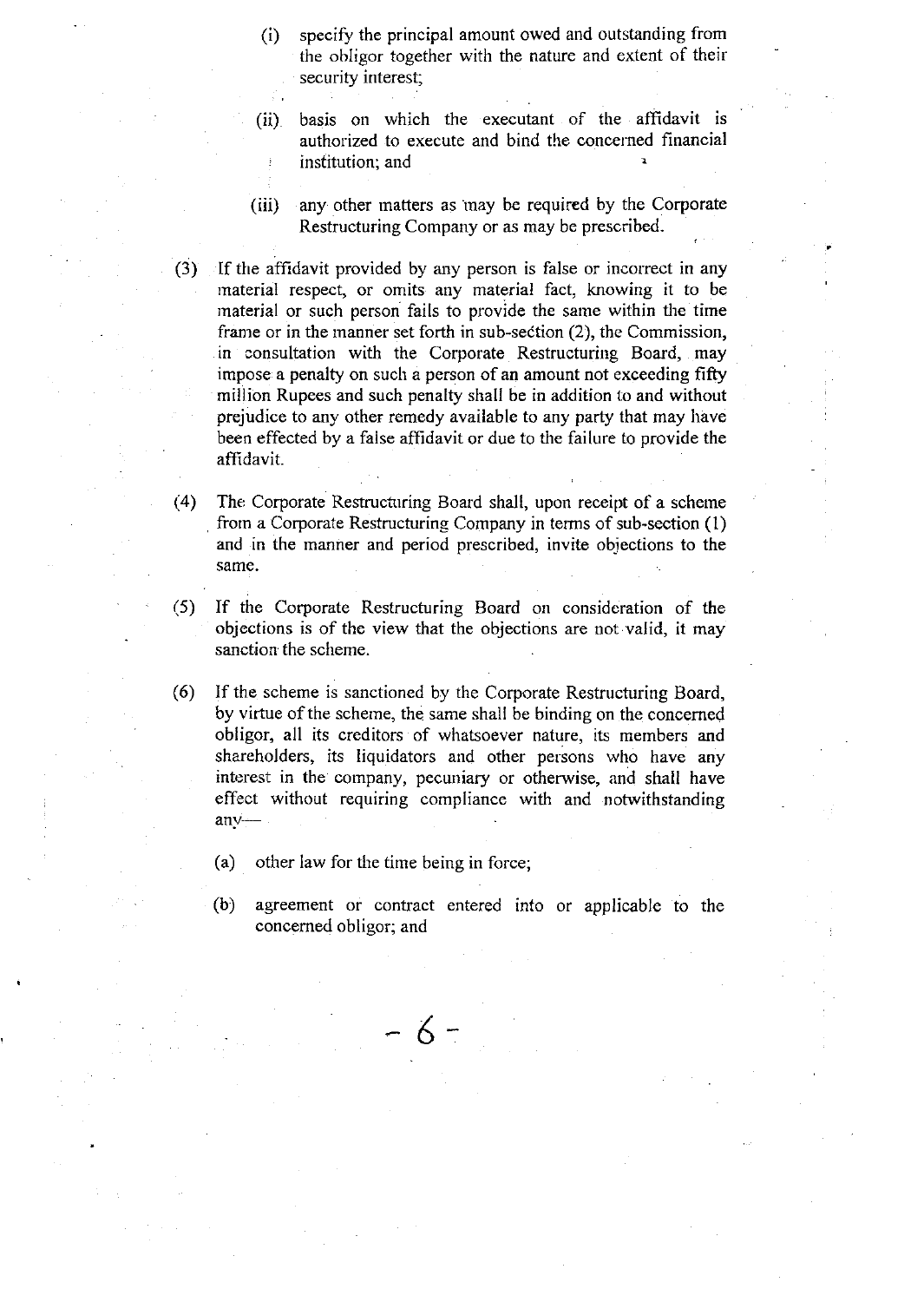(i) specify the principal amount owed and outstanding from the obligor together with the nature and extent of their security interest;

(ii) basis on which the executant of the affidavit is authorized to execute and bind the concerned financial institution; and

(iii) any other matters as may be required by the Corporate Restructuring Company or as may be prescribed.

(3) If the affidavit provided by any person is false or incorrect in any material respect, or omits any material fact, knowing it to be material or such person fails to provide the same within the time frame or in the manner set forth in sub-section (2), the Commission, in consultation with the Corporate Restructuring Board, may impose a penalty on such a person of an amount not exceeding fifty million Rupees and such penalty shall be in addition to and without prejudice to any other remedy available to any party that may have been effected by a false affidavit or due to the failure to provide the affidavit.

(4) The Corporate Restructuring Board shall, upon receipt of a scheme from a Corporate Restructuring Company in terms of sub-section (1) and in the manner and period prescribed, invite objections to the same.

(5) If the Corporate Restructuring Board on consideration of the objections is of the view that the objections are not valid, it may sanction the scheme.

(6) If the scheme is sanctioned by the Corporate Restructuring Board, by virtue of the scheme, the same shall be binding on the concerned obligor, all its creditors of whatsoever nature, its members and shareholders, its liquidators and other persons who have any interest in the company, pecuniary or otherwise, and shall have effect without requiring compliance with and notwithstanding any—

(a) other law for the time being in force;

(b) agreement or contract entered into or applicable to the concerned obligor; and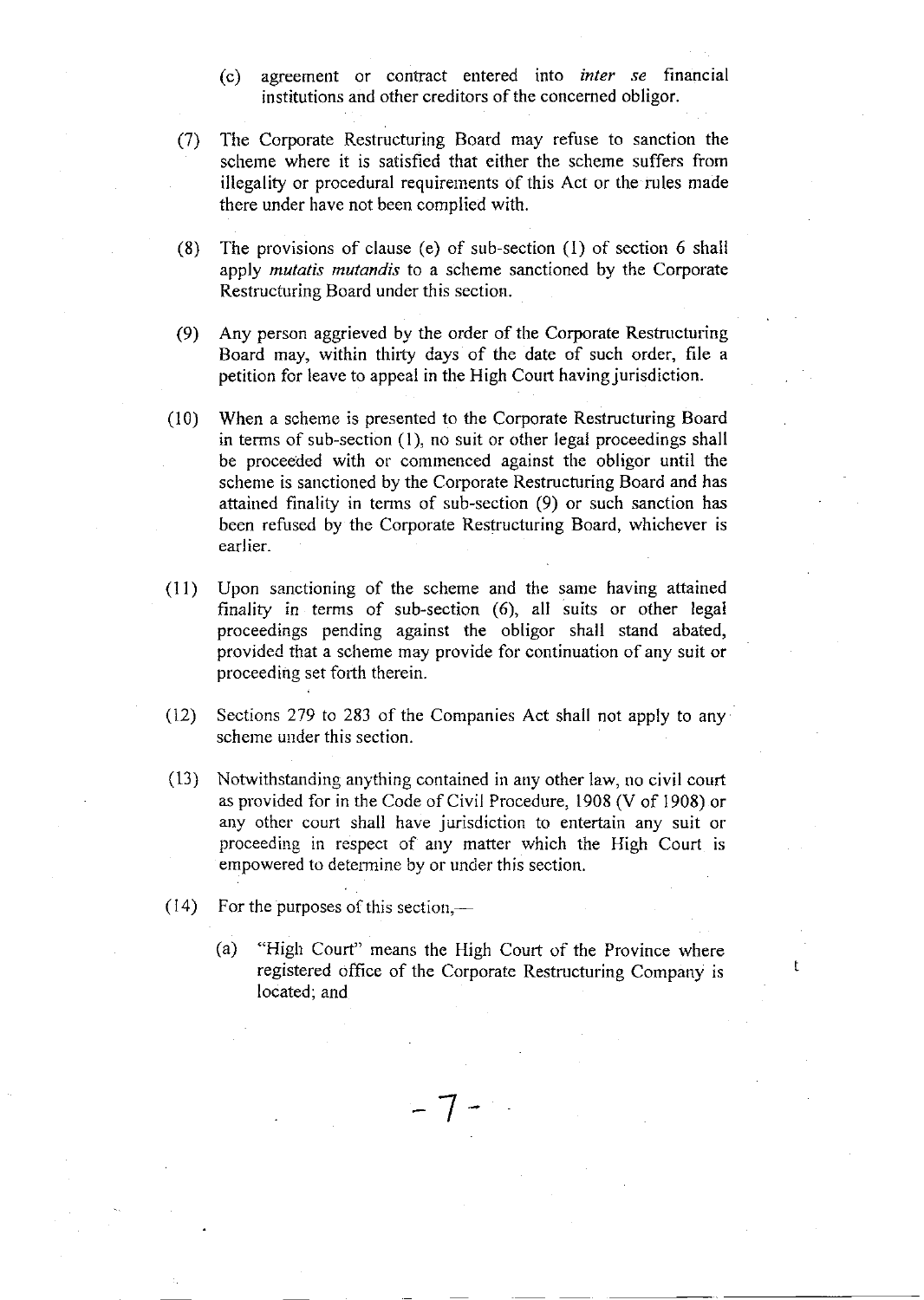(c) agreement or contract entered into *inter se* financial institutions and other creditors of the concerned obligor.

(7) The Corporate Restructuring Board may refuse to sanction the scheme where it is satisfied that either the scheme suffers from illegality or procedural requirements of this Act or the rules made there under have not been complied with.

(8) The provisions of clause (e) of sub-section (1) of section 6 shall apply *mutatis mutandis* to a scheme sanctioned by the Corporate Restructuring Board under this section.

(9) Any person aggrieved by the order of the Corporate Restructuring Board may, within thirty days of the date of such order, file a petition for leave to appeal in the High Court having jurisdiction.

(10) When a scheme is presented to the Corporate Restructuring Board in terms of sub-section (1), no suit or other legal proceedings shall be proceeded with or commenced against the obligor until the scheme is sanctioned by the Corporate Restructuring Board and has attained finality in terms of sub-section (9) or such sanction has been refused by the Corporate Restructuring Board, whichever is earlier.

(11) Upon sanctioning of the scheme and the same having attained finality in terms of sub-section (6), all suits or other legal proceedings pending against the obligor shall stand abated, provided that a scheme may provide for continuation of any suit or proceeding set forth therein.

(12) Sections 279 to 283 of the Companies Act shall not apply to any scheme under this section.

(13) Notwithstanding anything contained in any other law, no civil court as provided for in the Code of Civil Procedure, 1908 (V of 1908) or any other court shall have jurisdiction to entertain any suit or proceeding in respect of any matter which the High Court is empowered to determine by or under this section.

(14) For the purposes of this section,—

(a) "High Court" means the High Court of the Province where registered office of the Corporate Restructuring Company is located; and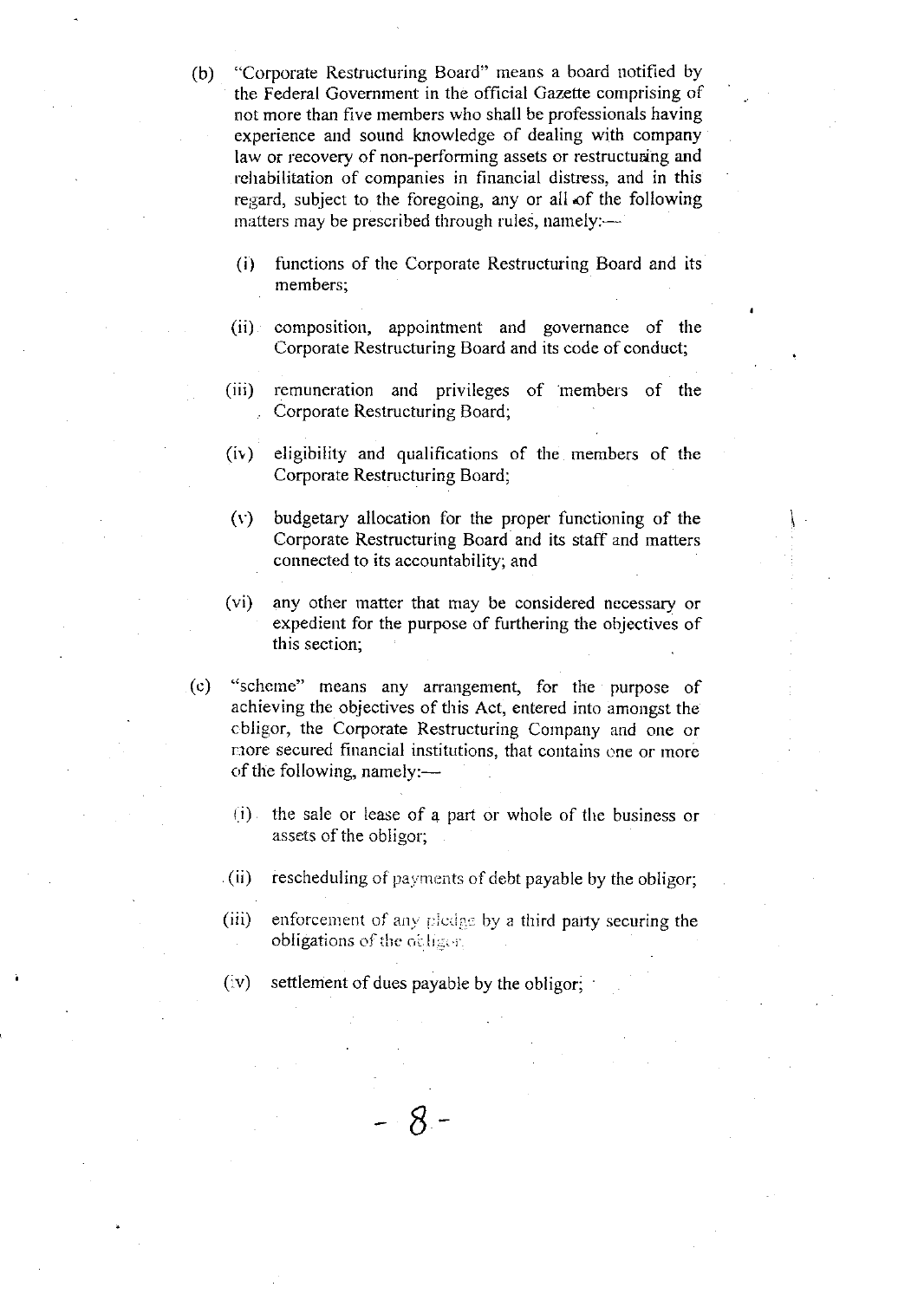(b) "Corporate Restructuring Board" means a board notified by the Federal Government in the official Gazette comprising of not more than five members who shall be professionals having experience and sound knowledge of dealing with company law or recovery of non-performing assets or restructuring and rehabilitation of companies in financial distress, and in this regard, subject to the foregoing, any or all of the following matters may be prescribed through rules, namely:—

  (i) functions of the Corporate Restructuring Board and its members;

  (ii) composition, appointment and governance of the Corporate Restructuring Board and its code of conduct;

  (iii) remuneration and privileges of members of the Corporate Restructuring Board;

  (iv) eligibility and qualifications of the members of the Corporate Restructuring Board;

  (v) budgetary allocation for the proper functioning of the Corporate Restructuring Board and its staff and matters connected to its accountability; and

  (vi) any other matter that may be considered necessary or expedient for the purpose of furthering the objectives of this section;

(c) "scheme" means any arrangement, for the purpose of achieving the objectives of this Act, entered into amongst the obligor, the Corporate Restructuring Company and one or more secured financial institutions, that contains one or more of the following, namely:—

  (i) the sale or lease of a part or whole of the business or assets of the obligor;

  (ii) rescheduling of payments of debt payable by the obligor;

  (iii) enforcement of any pledge by a third party securing the obligations of the obligor;

  (iv) settlement of dues payable by the obligor;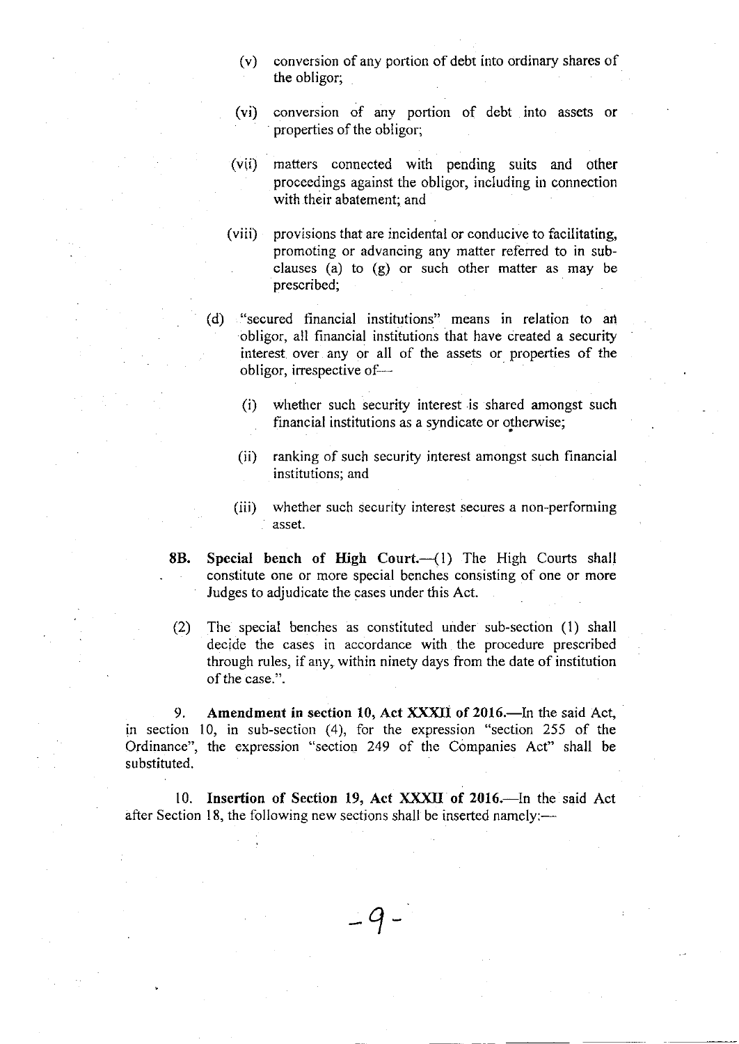(v) conversion of any portion of debt into ordinary shares of the obligor;

(vi) conversion of any portion of debt into assets or properties of the obligor;

(vii) matters connected with pending suits and other proceedings against the obligor, including in connection with their abatement; and

(viii) provisions that are incidental or conducive to facilitating, promoting or advancing any matter referred to in sub-clauses (a) to (g) or such other matter as may be prescribed;

(d) "secured financial institutions" means in relation to an obligor, all financial institutions that have created a security interest over any or all of the assets or properties of the obligor, irrespective of—

(i) whether such security interest is shared amongst such financial institutions as a syndicate or otherwise;

(ii) ranking of such security interest amongst such financial institutions; and

(iii) whether such security interest secures a non-performing asset.

**8B. Special bench of High Court.**—(1) The High Courts shall constitute one or more special benches consisting of one or more Judges to adjudicate the cases under this Act.

(2) The special benches as constituted under sub-section (1) shall decide the cases in accordance with the procedure prescribed through rules, if any, within ninety days from the date of institution of the case.".

9. **Amendment in section 10, Act XXXII of 2016.**—In the said Act, in section 10, in sub-section (4), for the expression "section 255 of the Ordinance", the expression "section 249 of the Companies Act" shall be substituted.

10. **Insertion of Section 19, Act XXXII of 2016.**—In the said Act after Section 18, the following new sections shall be inserted namely:—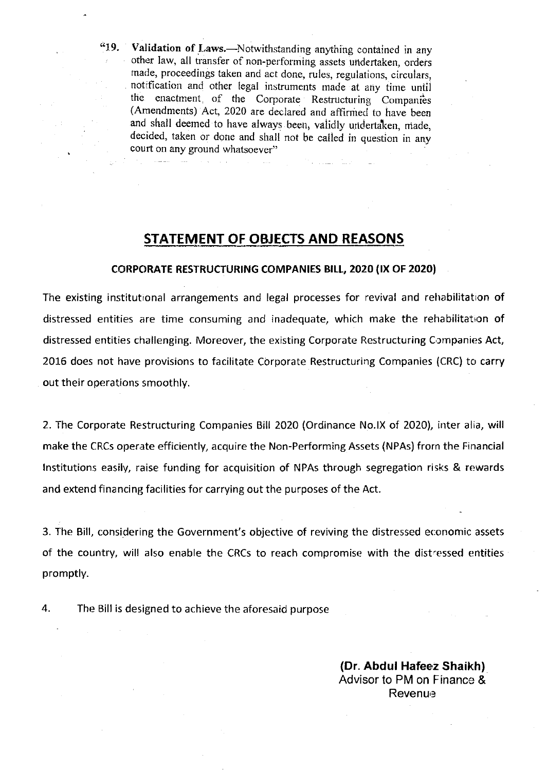"19. **Validation of Laws.**—Notwithstanding anything contained in any other law, all transfer of non-performing assets undertaken, orders made, proceedings taken and act done, rules, regulations, circulars, notification and other legal instruments made at any time until the enactment, of the Corporate Restructuring Companies (Amendments) Act, 2020 are declared and affirmed to have been and shall deemed to have always been, validly undertaken, made, decided, taken or done and shall not be called in question in any court on any ground whatsoever"

## STATEMENT OF OBJECTS AND REASONS

### CORPORATE RESTRUCTURING COMPANIES BILL, 2020 (IX OF 2020)

The existing institutional arrangements and legal processes for revival and rehabilitation of distressed entities are time consuming and inadequate, which make the rehabilitation of distressed entities challenging. Moreover, the existing Corporate Restructuring Companies Act, 2016 does not have provisions to facilitate Corporate Restructuring Companies (CRC) to carry out their operations smoothly.

2. The Corporate Restructuring Companies Bill 2020 (Ordinance No.IX of 2020), inter alia, will make the CRCs operate efficiently, acquire the Non-Performing Assets (NPAs) from the Financial Institutions easily, raise funding for acquisition of NPAs through segregation risks & rewards and extend financing facilities for carrying out the purposes of the Act.

3. The Bill, considering the Government's objective of reviving the distressed economic assets of the country, will also enable the CRCs to reach compromise with the distressed entities promptly.

4. The Bill is designed to achieve the aforesaid purpose

**(Dr. Abdul Hafeez Shaikh)**
Advisor to PM on Finance & Revenue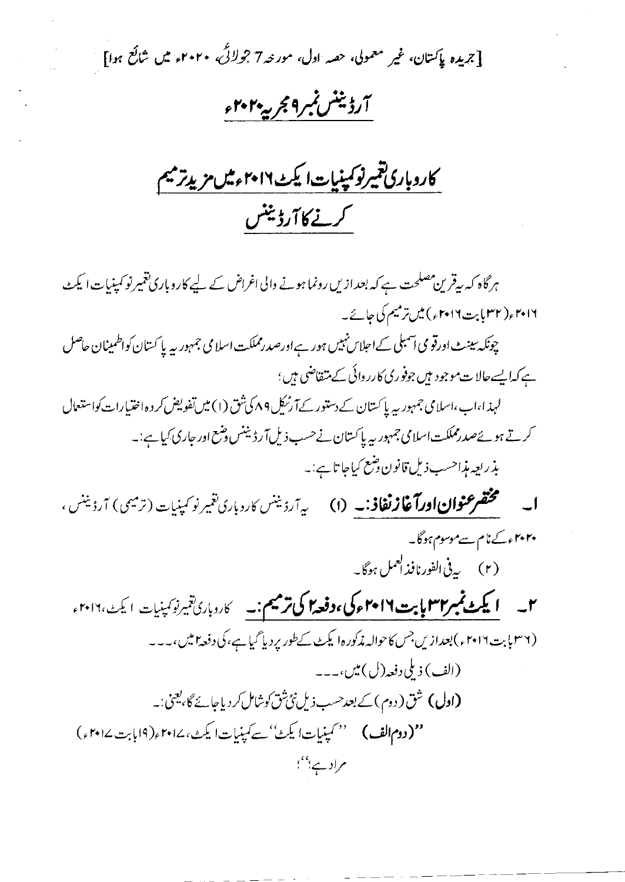[جریدہ پاکستان، غیر معمولی، حصہ اول، مورخہ 7 جولائی، ۲۰۲۰ء میں شائع ہوا]

# آرڈیننس نمبر ۹ مجریہ ۲۰۲۰ء

## کاروباری تعمیر نو کمپنیات ایکٹ ۲۰۱۶ء میں مزید ترمیم کرنے کا آرڈیننس

ہر گاہ کہ یہ قرین مصلحت ہے کہ بعد ازیں رونما ہونے والی اغراض کے لیے کاروباری تعمیر نو کمپنیات ایکٹ ۲۰۱۶ء (۳۲ بابت ۲۰۱۶ء) میں ترمیم کی جائے۔

چونکہ سینٹ اور قومی اسمبلی کے اجلاس نہیں ہو رہے اور صدر مملکت اسلامی جمہوریہ پاکستان کو اطمینان حاصل ہے کہ ایسے حالات موجود ہیں جو فوری کارروائی کے متقاضی ہیں؛

لہذا، اب، اسلامی جمہوریہ پاکستان کے دستور کے آرٹیکل ۸۹ کی شق (۱) میں تفویض کردہ اختیارات کو استعمال کرتے ہوئے صدر مملکت اسلامی جمہوریہ پاکستان نے حسب ذیل آرڈیننس وضع اور جاری کیا ہے:۔

بذریعہ ہذا حسب ذیل قانون وضع کیا جاتا ہے:۔

۱۔ **مختصر عنوان اور آغاز نفاذ:۔** (۱) یہ آرڈیننس کاروباری تعمیر نو کمپنیات (ترمیمی) آرڈیننس، ۲۰۲۰ء کے نام سے موسوم ہوگا۔

(۲) یہ فی الفور نافذ العمل ہوگا۔

۲۔ **ایکٹ نمبر ۳۲ بابت ۲۰۱۶ء کی، دفعہ ۲ کی ترمیم:۔** کاروباری تعمیر نو کمپنیات ایکٹ، ۲۰۱۶ء (۳۶ بابت ۲۰۱۶ء) بعد ازیں جس کا حوالہ مذکورہ ایکٹ کے طور پر دیا گیا ہے، کی دفعہ ۲ میں،۔۔۔

(الف) ذیلی دفعہ (ل) میں،۔۔۔

**(اول)** شق (دوم) کے بعد حسب ذیل نئی شق کو شامل کر دیا جائے گا، یعنی:۔

"**(دوم الف)** "کمپنیات ایکٹ" سے کمپنیات ایکٹ، ۲۰۱۷ء (۱۹ بابت ۲۰۱۷ء) مراد ہے؛"؛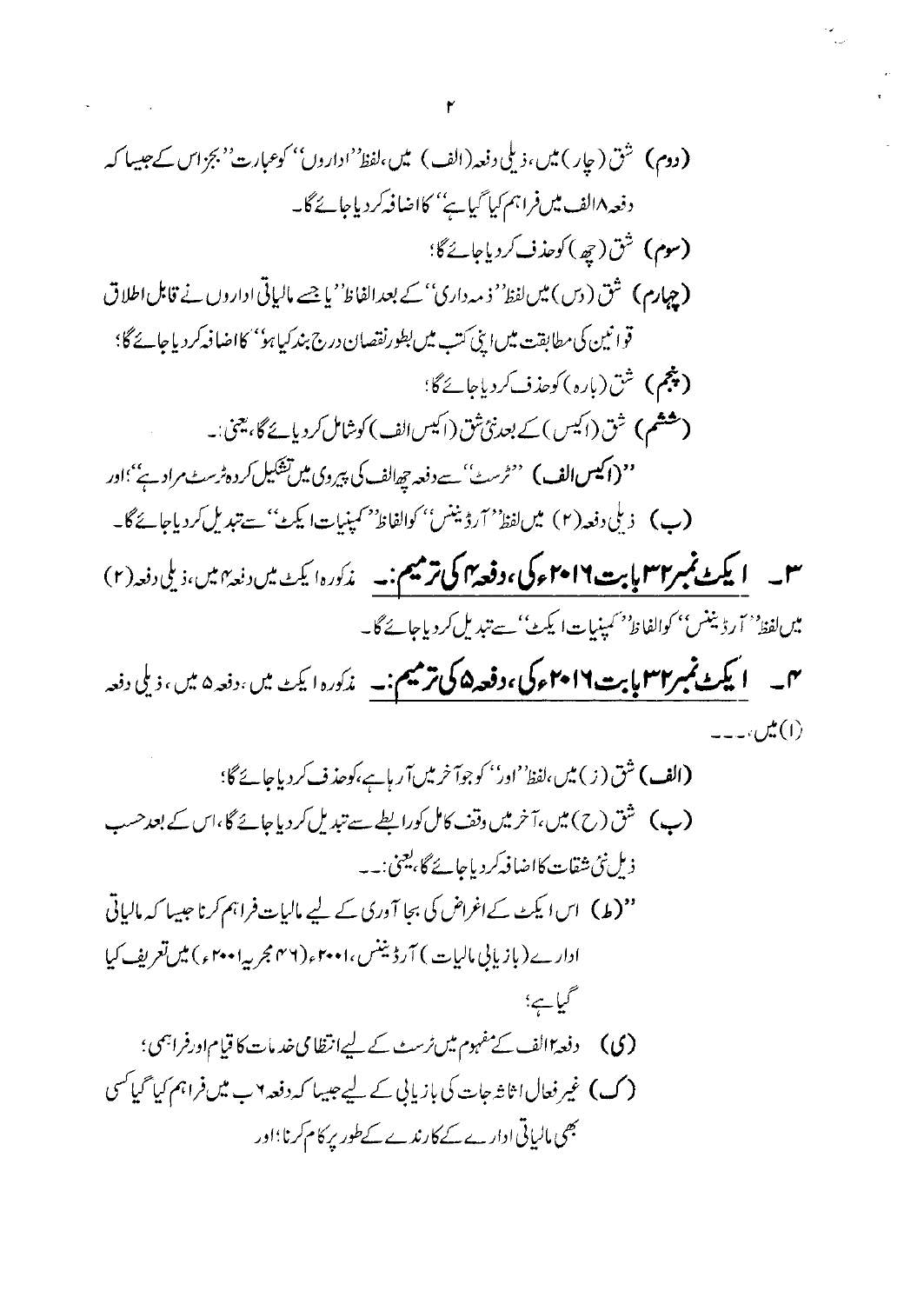**(دوم)** شق (چار) میں، ذیلی دفعہ (الف) میں، لفظ "اداروں" کو عبارت "بجز اس کے جیسا کہ دفعہ ۱۸الف میں فراہم کیا گیا ہے" کا اضافہ کر دیا جائے گا۔

**(سوم)** شق (چھ) کو حذف کر دیا جائے گا؛

**(چہارم)** شق (دس) میں لفظ "ذمہ داری" کے بعد الفاظ "یا جسے مالیاتی اداروں نے قابل اطلاق قوانین کی مطابقت میں اپنی کتب میں بطور نقصان درج بند کیا ہو" کا اضافہ کر دیا جائے گا؛

**(پنجم)** شق (بارہ) کو حذف کر دیا جائے گا؛

**(ششم)** شق (اکیس) کے بعد نئی شق (اکیس الف) کو شامل کر دیا جائے گا، یعنی:۔

"**(اکیس الف)** "ٹرسٹ" سے دفعہ چھ الف کی پیروی میں تشکیل کردہ ٹرسٹ مراد ہے"؛ اور

**(ب)** ذیلی دفعہ (۲) میں لفظ "آرڈیننس" کو الفاظ "کمپنیات ایکٹ" سے تبدیل کر دیا جائے گا۔

**۳۔ ایکٹ نمبر ۳۲ بابت ۲۰۱۶ء کی، دفعہ ۴ کی ترمیم:۔** مذکورہ ایکٹ میں دفعہ ۴ میں، ذیلی دفعہ (۲) میں لفظ "آرڈیننس" کو الفاظ "کمپنیات ایکٹ" سے تبدیل کر دیا جائے گا۔

**۴۔ ایکٹ نمبر ۳۲ بابت ۲۰۱۶ء کی، دفعہ ۵ کی ترمیم:۔** مذکورہ ایکٹ میں، دفعہ ۵ میں، ذیلی دفعہ (۱) میں،۔۔۔

**(الف)** شق (ز) میں، لفظ "اور" کو جو آخر میں آ رہا ہے، کو حذف کر دیا جائے گا؛

**(ب)** شق (ح) میں، آخر میں وقف کامل کو رابطے سے تبدیل کر دیا جائے گا، اس کے بعد حسب ذیل نئی شقات کا اضافہ کر دیا جائے گا، یعنی:۔۔

"(ط) اس ایکٹ کے اغراض کی بجا آوری کے لیے مالیات فراہم کرنا جیسا کہ مالیاتی ادارے (بازیابی مالیات) آرڈیننس، ۲۰۰۱ء (۴۶ مجریہ ۲۰۰۱ء) میں تعریف کیا گیا ہے؛

(ی) دفعہ ۲الف کے مفہوم میں ٹرسٹ کے لیے انتظامی خدمات کا قیام اور فراہمی؛

(ک) غیر فعال اثاثہ جات کی بازیابی کے لیے جیسا کہ دفعہ ۲ ب میں فراہم کیا گیا کسی بھی مالیاتی ادارے کے کارندے کے طور پر کام کرنا؛ اور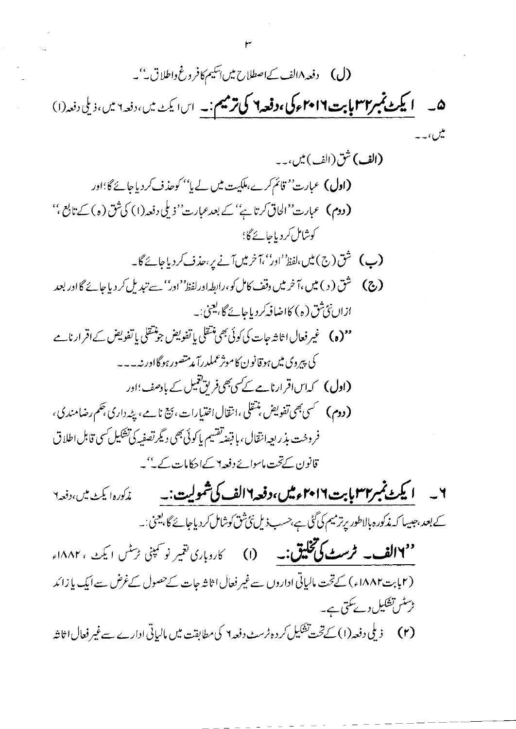(ل) دفعہ ۸الف کے اصطلاح میں اسکیم کا فروغ واطلاق۔"۔

**۵۔ ایکٹ نمبر ۳۲ بابت ۲۰۱۶ء کی، دفعہ ۶ کی ترمیم:۔** اس ایکٹ میں، دفعہ ۶ میں، ذیلی دفعہ (۱) میں،۔۔

**(الف)** شق (الف) میں،۔۔

**(اول)** عبارت "قائم کرے، ملکیت میں لے یا" کو حذف کر دیا جائے گا؛ اور

**(دوم)** عبارت "الحاق کرتا ہے" کے بعد عبارت "ذیلی دفعہ (۱) کی شق (ہ) کے تابع،" کو شامل کر دیا جائے گا؛

**(ب)** شق (ج) میں، لفظ "اور"، آخر میں آنے پر، حذف کر دیا جائے گا۔

**(ج)** شق (د) میں، آخر میں وقف کامل کو، رابطہ اور لفظ "اور" سے تبدیل کر دیا جائے گا اور بعد ازاں نئی شق (ہ) کا اضافہ کر دیا جائے گا، یعنی:۔

"(ہ) غیر فعال اثاثہ جات کی کوئی بھی منتقلی یا تفویض جو منتقلی یا تفویض کے اقرار نامے کی پیروی میں ہو قانون کا موثر عملدرآمد متصور ہو گا اور نہ۔۔۔

**(اول)** کہ اس اقرار نامے کے کسی بھی فریق تعمیل کے باوصف؛ اور

**(دوم)** کسی بھی تفویض، منتقلی، انتقال اختیارات، بیع نامے، پٹہ داری، حکم رضامندی، فروخت بذریعہ انتقال، یا قبضہ تقسیم یا کوئی بھی دیگر تصفیہ کی تشکیل کسی قابل اطلاق قانون کے تحت ماسوائے دفعہ ۶ کے احکامات کے۔"۔

**۶۔ ایکٹ نمبر ۳۲ بابت ۲۰۱۶ء میں، دفعہ ۶الف کی شمولیت:۔** مذکورہ ایکٹ میں، دفعہ ۶ کے بعد، جیسا کہ مذکورہ بالا طور پر ترمیم کی گئی ہے، حسب ذیل نئی شق کو شامل کر دیا جائے گا، یعنی:۔

**"۶الف۔ ٹرسٹ کی تخلیق:۔** (۱) کاروباری تعمیر نو کمپنی ٹرسٹس ایکٹ، ۱۸۸۲ء (۲ بابت ۱۸۸۲ء) کے تحت مالیاتی اداروں سے غیر فعال اثاثہ جات کے حصول کے غرض سے ایک یا زائد ٹرسٹس تشکیل دے سکتی ہے۔

(۲) ذیلی دفعہ (۱) کے تحت تشکیل کردہ ٹرسٹ دفعہ ۶ کی مطابقت میں مالیاتی ادارے سے غیر فعال اثاثہ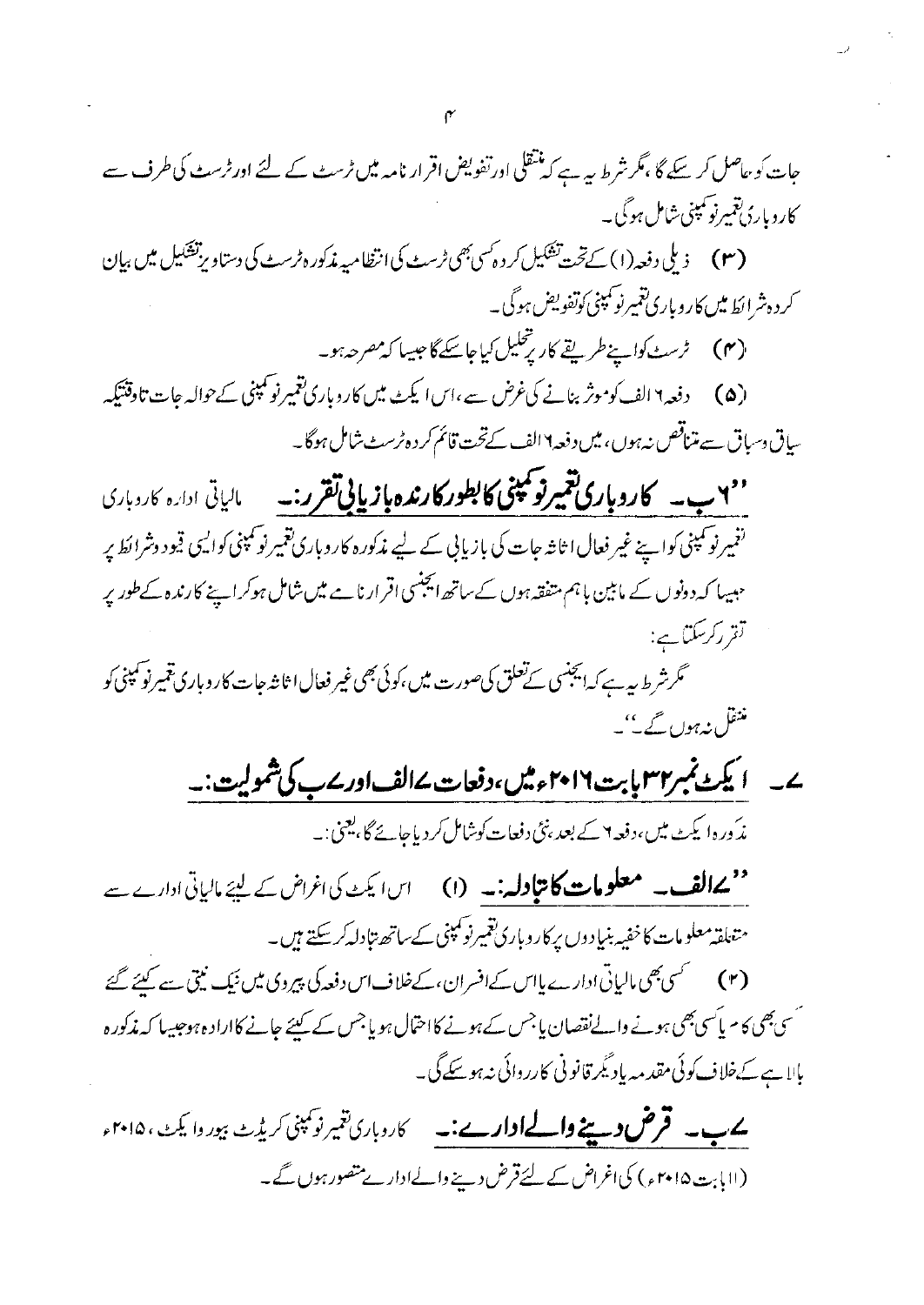جات کو حاصل کر سکے گا، مگر شرط یہ ہے کہ منتقلی اور تفویض اقرار نامہ میں ٹرسٹ کے لئے اور ٹرسٹ کی طرف سے کاروباری تعمیر نو کمپنی شامل ہوگی۔

(۳) ذیلی دفعہ (۱) کے تحت تشکیل کردہ کسی بھی ٹرسٹ کی انتظامیہ مذکورہ ٹرسٹ کی دستاویز تشکیل میں بیان کردہ شرائط میں کاروباری تعمیر نو کمپنی کو تفویض ہوگی۔

(۴) ٹرسٹ کو اپنے طریقے کار پر تحلیل کیا جا سکے گا جیسا کہ مصرحہ ہو۔

(۵) دفعہ ۶ الف کو موثر بنانے کی غرض سے، اس ایکٹ میں کاروباری تعمیر نو کمپنی کے حوالہ جات تاوقتیکہ سیاق و سباق سے متناقص نہ ہوں، میں دفعہ ۶ الف کے تحت قائم کردہ ٹرسٹ شامل ہوگا۔

**"۶ب۔ کاروباری تعمیر نو کمپنی کا بطور کارندہ بازیابی تقرر:۔** مالیاتی ادارہ کاروباری تعمیر نو کمپنی کو اپنے غیر فعال اثاثہ جات کی بازیابی کے لیے مذکورہ کاروباری تعمیر نو کمپنی کو ایسی قیود و شرائط پر جیسا کہ دونوں کے مابین باہم متفقہ ہوں کے ساتھ ایجنسی اقرار نامے میں شامل ہو کر اپنے کارندہ کے طور پر تقرر کر سکتا ہے:

مگر شرط یہ ہے کہ ایجنسی کے تعلق کی صورت میں، کوئی بھی غیر فعال اثاثہ جات کاروباری تعمیر نو کمپنی کو منتقل نہ ہوں گے۔"۔

## ۷۔ ایکٹ نمبر ۳۲ بابت ۲۰۱۶ء میں، دفعات ۷الف اور ۷ب کی شمولیت:۔

مذکورہ ایکٹ میں، دفعہ ۶ کے بعد، نئی دفعات کو شامل کر دیا جائے گا، یعنی:۔

**"۷الف۔ معلومات کا تبادلہ:۔** (۱) اس ایکٹ کی اغراض کے لیئے مالیاتی ادارے سے متعلقہ معلومات کا خفیہ بنیادوں پر کاروباری تعمیر نو کمپنی کے ساتھ تبادلہ کر سکتے ہیں۔

(۲) کسی بھی مالیاتی ادارے یا اس کے افسران، کے خلاف اس دفعہ کی پیروی میں نیک نیتی سے کیئے گئے کسی بھی کام یا کسی بھی ہونے والے نقصان یا جس کے ہونے کا احتمال ہو یا جس کے کیئے جانے کا ارادہ ہو جیسا کہ مذکورہ بالا ہے کے خلاف کوئی مقدمہ یا دیگر قانونی کارروائی نہ ہو سکے گی۔

**۷ب۔ قرض دینے والے ادارے:۔** کاروباری تعمیر نو کمپنی کریڈٹ بیورو ایکٹ، ۲۰۱۵ء (۱۱ بابت ۲۰۱۵ء) کی اغراض کے لئے قرض دینے والے ادارے متصور ہوں گے۔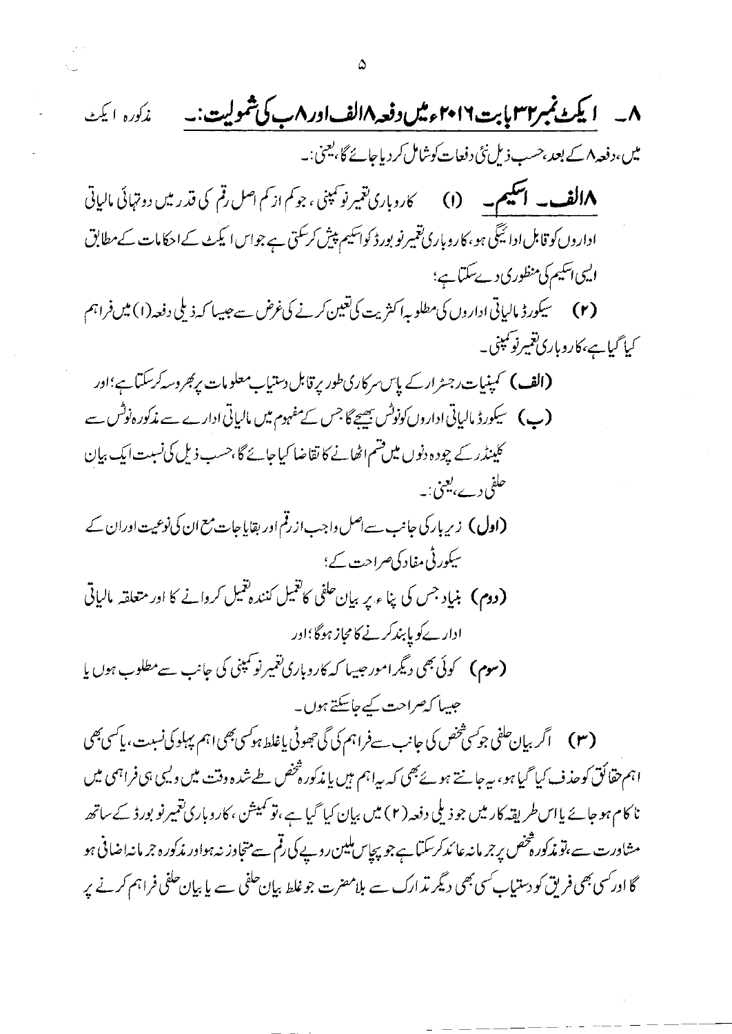**۸۔ ایکٹ نمبر ۳۲ بابت ۲۰۱۶ء میں دفعہ ۸الف اور ۸ب کی شمولیت:۔** مذکورہ ایکٹ میں، دفعہ ۸ کے بعد، حسب ذیل نئی دفعات کو شامل کر دیا جائے گا، یعنی:۔

**۸الف۔ اسکیم۔** (۱) کاروباری تعمیر نو کمپنی، جو کم از کم اصل رقم کی قدر میں دو تہائی مالیاتی اداروں کو قابل ادائیگی ہو، کاروباری تعمیر نو بورڈ کو اسکیم پیش کر سکتی ہے جو اس ایکٹ کے احکامات کے مطابق ایسی اسکیم کی منظوری دے سکتا ہے؛

(۲) سیکورڈ مالیاتی اداروں کی مطلوبہ اکثریت کی تعین کرنے کی غرض سے جیسا کہ ذیلی دفعہ (۱) میں فراہم کیا گیا ہے، کاروباری تعمیر نو کمپنی۔

**(الف)** کمپنیات رجسٹرار کے پاس سرکاری طور پر قابل دستیاب معلومات پر بھروسہ کر سکتا ہے؛ اور

**(ب)** سیکورڈ مالیاتی اداروں کو نوٹس بھیجے گا جس کے مفہوم میں مالیاتی ادارے سے مذکورہ نوٹس سے کلینڈر کے چودہ دنوں میں قسم اٹھانے کا تقاضا کیا جائے گا، حسب ذیل کی نسبت ایک بیان حلفی دے، یعنی:۔

**(اول)** زیر بار کی جانب سے اصل واجب از رقم اور بقایا جات مع ان کی نوعیت اور ان کے سیکورٹی مفاد کی صراحت کے؛

**(دوم)** بنیاد جس کی بناء پر بیان حلفی کا تعمیل کنندہ تعمیل کروانے کا اور متعلقہ مالیاتی ادارے کو پابند کرنے کا مجاز ہوگا؛ اور

**(سوم)** کوئی بھی دیگر امور جیسا کہ کاروباری تعمیر نو کمپنی کی جانب سے مطلوب ہوں یا جیسا کہ صراحت کیے جا سکتے ہوں۔

(۳) اگر بیان حلفی جو کسی شخص کی جانب سے فراہم کی گی جھوٹی یا غلط ہو کسی بھی اہم پہلو کی نسبت، یا کسی بھی اہم حقائق کو حذف کیا گیا ہو، یہ جانتے ہوئے بھی کہ یہ اہم ہیں یا مذکورہ شخص طے شدہ وقت میں ویسی ہی فراہمی میں ناکام ہو جائے یا اس طریقہ کار میں جو ذیلی دفعہ (۲) میں بیان کیا گیا ہے، تو کمیشن، کاروباری تعمیر نو بورڈ کے ساتھ مشاورت سے، تو مذکورہ شخص پر جرمانہ عائد کر سکتا ہے جو پچاس ملین روپے کی رقم سے متجاوز نہ ہو اور مذکورہ جرمانہ اضافی ہو گا اور کسی بھی فریق کو دستیاب کسی بھی دیگر تدارک سے بلامضرت جو غلط بیان حلفی سے یا بیان حلفی فراہم کرنے پر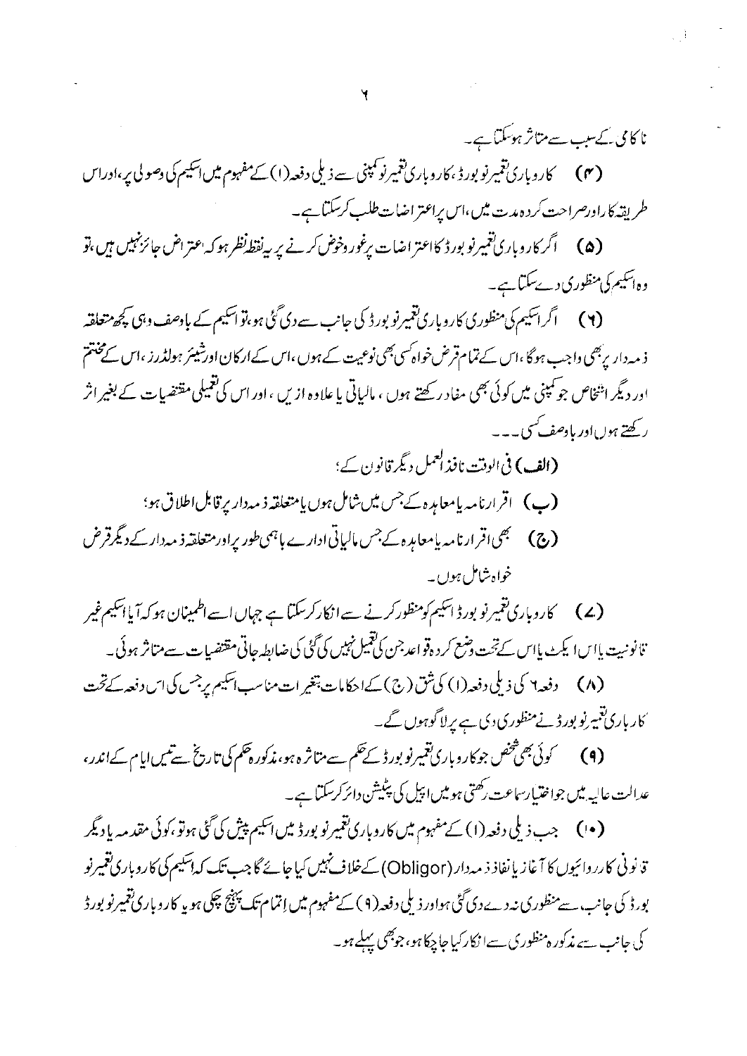ناکامی کے سبب سے متاثر ہوسکتا ہے۔

**(۴)** کاروباری تعمیر نو بورڈ، کاروباری تعمیر نو کمپنی سے ذیلی دفعہ (۱) کے مفہوم میں اسکیم کی وصولی پر، اور اس طریقہ کار اور صراحت کردہ مدت میں، اس پر اعتراضات طلب کرسکتا ہے۔

**(۵)** اگر کاروباری تعمیر نو بورڈ کا اعتراضات پر غور وخوض کرنے پر یہ نقطہ نظر ہو کہ اعتراض جائز نہیں ہیں، تو وہ اسکیم کی منظوری دے سکتا ہے۔

**(۶)** اگر اسکیم کی منظوری کاروباری تعمیر نو بورڈ کی جانب سے دی گئی ہو، تو اسکیم کے باوصف وہی کچھ متعلقہ ذمہ دار پر بھی واجب ہوگا، اس کے تمام قرض خواہ کسی بھی نوعیت کے ہوں، اس کے ارکان اور شیئر ہولڈرز، اس کے مختتم اور دیگر اشخاص جو کمپنی میں کوئی بھی مفاد رکھتے ہوں، مالیاتی یا علاوہ ازیں، اور اس کی تعمیلی مقتضیات کے بغیر اثر رکھتے ہوں اور باوصف کسی۔۔۔

**(الف)** فی الوقت نافذ العمل دیگر قانون کے؛

**(ب)** اقرار نامہ یا معاہدہ کے جس میں شامل ہوں یا متعلقہ ذمہ دار پر قابل اطلاق ہو؛

**(ج)** بھی اقرار نامہ یا معاہدہ کے جس مالیاتی ادارے باہمی طور پر اور متعلقہ ذمہ دار کے دیگر قرض خواہ شامل ہوں۔

**(۷)** کاروباری تعمیر نو بورڈ اسکیم کو منظور کرنے سے انکار کرسکتا ہے جہاں اسے اطمینان ہو کہ آیا اسکیم غیر قانونیت یا اس ایکٹ یا اس کے تحت وضع کردہ قواعد جن کی تعمیل نہیں کی گئی کی ضابطہ جاتی مقتضیات سے متاثر ہوئی۔

**(۸)** دفعہ ۶ کی ذیلی دفعہ (۱) کی شق (ج) کے احکامات بتغیرات مناسب اسکیم پر جس کی اس دفعہ کے تحت کاروباری تعمیر نو بورڈ نے منظوری دی ہے پر لاگو ہوں گے۔

**(۹)** کوئی بھی شخص جو کاروباری تعمیر نو بورڈ کے حکم سے متاثرہ ہو، مذکورہ حکم کی تاریخ سے تیس ایام کے اندر، عدالت عالیہ میں جو اختیار سماعت رکھتی ہو میں اپیل کی پٹیشن دائر کرسکتا ہے۔

**(۱۰)** جب ذیلی دفعہ (۱) کے مفہوم میں کاروباری تعمیر نو بورڈ میں اسکیم پیش کی گئی ہو تو، کوئی مقدمہ یا دیگر قانونی کارروائیوں کا آغاز یا نفاذ ذمہ دار (Obligor) کے خلاف نہیں کیا جائے گا جب تک کہ اسکیم کی کاروباری تعمیر نو بورڈ کی جانب، سے منظوری نہ دے دی گئی ہو اور ذیلی دفعہ (۹) کے مفہوم میں اختتام تک پہنچ چکی ہو یا کاروباری تعمیر نو بورڈ کی جانب سے مذکورہ منظوری سے انکار کیا جاچکا ہو، جو بھی پہلے ہو۔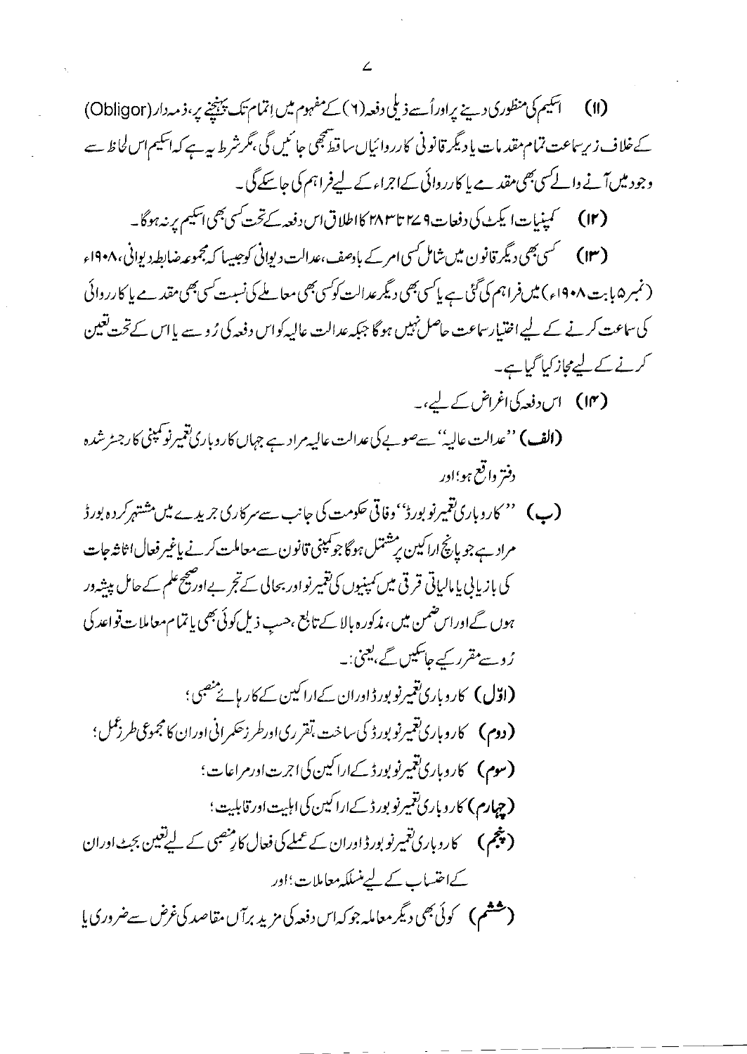(۱۱) اسکیم کی منظوری دینے پر اور اُسے ذیلی دفعہ (۱) کے مفہوم میں اِتمام تک پہنچنے پر، ذمہ دار (Obligor) کے خلاف زیرِ سماعت تمام مقدمات یا دیگر قانونی کارروائیاں ساقط سمجھی جائیں گی، مگر شرط یہ ہے کہ اسکیم اس لحاظ سے وجود میں آنے والے کسی بھی مقدمے یا کارروائی کے اجراء کے لیے فراہم کی جا سکے گی۔

(۱۲) کمپنیات ایکٹ کی دفعات ۲۷۹ تا ۲۸۳ کا اطلاق اس دفعہ کے تحت کسی بھی اسکیم پر نہ ہوگا۔

(۱۳) کسی بھی دیگر قانون میں شامل کسی امر کے باوصف، عدالت دیوانی کو جیسا کہ مجموعہ ضابطہ دیوانی، ۱۹۰۸ء (نمبر ۵ بابت ۱۹۰۸ء) میں فراہم کی گئی ہے یا کسی بھی دیگر عدالت کو کسی بھی معاملے کی نسبت کسی بھی مقدمے یا کارروائی کی سماعت کرنے کے لیے اختیارِ سماعت حاصل نہیں ہوگا جبکہ عدالت عالیہ کو اس دفعہ کی رُو سے یا اس کے تحت تعین کرنے کے لیے مجاز کیا گیا ہے۔

(۱۴) اس دفعہ کی اغراض کے لیے،۔

**(الف)** ''عدالت عالیہ'' سے صوبے کی عدالت عالیہ مراد ہے جہاں کاروباری تعمیرِ نو کمپنی کا رجسٹر شدہ دفتر واقع ہو؛ اور

**(ب)** ''کاروباری تعمیرِ نو بورڈ'' وفاقی حکومت کی جانب سے سرکاری جریدے میں مشتہر کردہ بورڈ مراد ہے جو پانچ اراکین پر مشتمل ہوگا جو کمپنی قانون سے معاملت کرنے یا غیر فعال اثاثہ جات کی بازیابی یا مالیاتی ترقی میں کمپنیوں کی تعمیرِ نو اور بحالی کے تجربے اور صحیح علم کے حامل پیشہ ور ہوں گے اور اس ضمن میں، مذکورہ بالا کے تابع، حسبِ ذیل کوئی بھی یا تمام معاملات قواعد کی رُو سے مقرر کیے جا سکیں گے، یعنی:۔

**(اوّل)** کاروباری تعمیرِ نو بورڈ اور ان کے اراکین کے کارہائے منصبی؛

**(دوم)** کاروباری تعمیرِ نو بورڈ کی ساخت، تقرری اور طرزِ حکمرانی اور ان کا مجموعی طرزِ عمل؛

**(سوم)** کاروباری تعمیرِ نو بورڈ کے اراکین کی اجرت اور مراعات؛

**(چہارم)** کاروباری تعمیرِ نو بورڈ کے اراکین کی اہلیت اور قابلیت؛

**(پنجم)** کاروباری تعمیرِ نو بورڈ اور ان کے عملے کی فعال کارِ منصبی کے لیے تعین بجٹ اور ان کے احتساب کے لیے منسلکہ معاملات؛ اور

**(ششم)** کوئی بھی دیگر معاملہ جو کہ اس دفعہ کی مزید برآں مقاصد کی غرض سے ضروری یا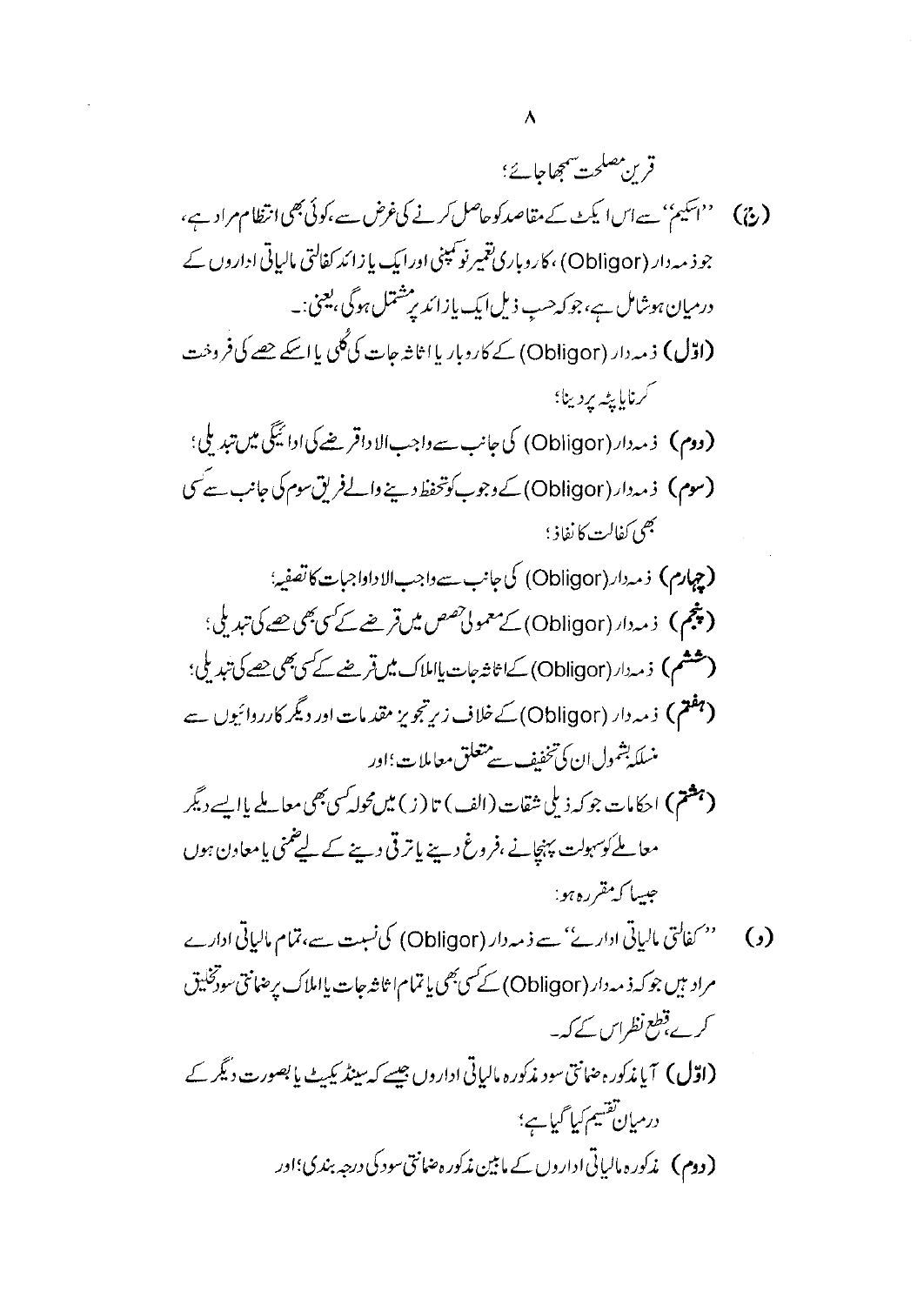قرین مصلحت سمجھا جائے؛

(ذ) "اسکیم" سے اس ایکٹ کے مقاصد کو حاصل کرنے کی غرض سے، کوئی بھی انتظام مراد ہے، جو ذمہ دار (Obligor)، کاروباری تعمیر نو کمپنی اور ایک یا زائد کفالتی مالیاتی اداروں کے درمیان ہو شامل ہے، جو کہ حسب ذیل ایک یا زائد پر مشتمل ہوگی، یعنی:-

(اوّل) ذمہ دار (Obligor) کے کاروبار یا اثاثہ جات کی کُلی یا اسکے حصے کی فروخت کرنا یا پٹہ پر دینا؛

(دوم) ذمہ دار (Obligor) کی جانب سے واجب الادا قرضے کی ادائیگی میں تبدیلی؛

(سوم) ذمہ دار (Obligor) کے وجوب کو تحفظ دینے والے فریق سوم کی جانب سے کسی بھی کفالت کا نفاذ؛

(چہارم) ذمہ دار (Obligor) کی جانب سے واجب الادا واجبات کا تصفیہ؛

(پنجم) ذمہ دار (Obligor) کے معمولی حصص میں قرضے کے کسی بھی حصے کی تبدیلی؛

(ششم) ذمہ دار (Obligor) کے اثاثہ جات یا املاک میں قرضے کے کسی بھی حصے کی تبدیلی؛

(ہفتم) ذمہ دار (Obligor) کے خلاف زیر تجویز مقدمات اور دیگر کارروائیوں سے منسلکہ بشمول ان کی تخفیف سے متعلق معاملات؛ اور

(ہشتم) احکامات جو کہ ذیلی شقات (الف) تا (ز) میں محولہ کسی بھی معاملے یا ایسے دیگر معاملے کو سہولت پہنچانے، فروغ دینے یا ترقی دینے کے لیے ضمنی یا معاون ہوں جیسا کہ مقررہ ہو:

(ر) "کفالتی مالیاتی ادارے" سے ذمہ دار (Obligor) کی نسبت سے، تمام مالیاتی ادارے مراد ہیں جو کہ ذمہ دار (Obligor) کے کسی بھی یا تمام اثاثہ جات یا املاک پر ضمانتی سود تخلیق کرے، قطع نظر اس کے کہ۔

(اوّل) آیا مذکورہ ضمانتی سود مذکورہ مالیاتی اداروں جیسے کہ سینڈیکیٹ یا بصورت دیگر کے درمیان تقسیم کیا گیا ہے؛

(دوم) مذکورہ مالیاتی اداروں کے مابین مذکورہ ضمانتی سود کی درجہ بندی؛ اور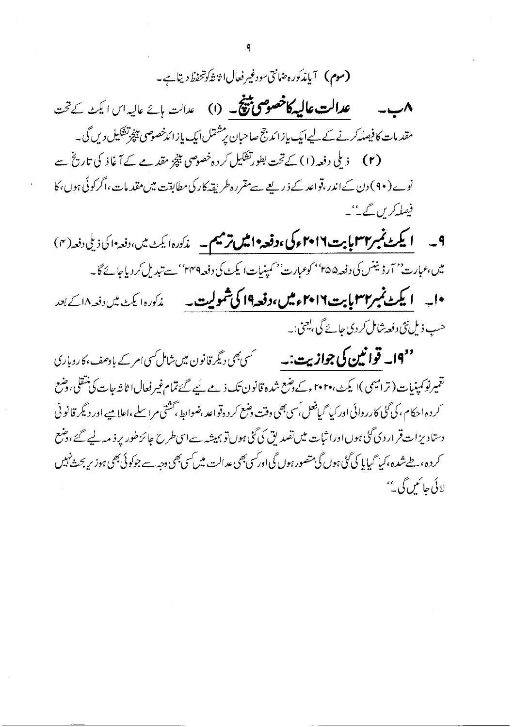(سوم) آیا مذکورہ ضمانتی سود غیر فعال اثاثہ کو تحفظ دیتا ہے۔

۸ب۔ **عدالت عالیہ کا خصوصی بینچ۔** (۱) عدالت ہائے عالیہ اس ایکٹ کے تحت مقدمات کا فیصلہ کرنے کے لیے ایک یا زائد جج صاحبان پر مشتمل ایک یا زائد خصوصی بینچز تشکیل دیں گی۔

(۲) ذیلی دفعہ (۱) کے تحت بطور تشکیل کردہ خصوصی بینچز مقدمے کے آغاز کی تاریخ سے نوے (۹۰) دن کے اندر، قواعد کے ذریعے سے مقررہ طریقہ کار کی مطابقت میں مقدمات، اگر کوئی ہوں، کا فیصلہ کریں گے۔''۔

۹۔ **ایکٹ نمبر ۳۲ بابت ۲۰۱۶ء کی، دفعہ ۱۰ میں ترمیم۔** مذکورہ ایکٹ میں، دفعہ ۱۰ کی ذیلی دفعہ (۴) میں، عبارت ''آرڈیننس کی دفعہ ۲۵۵'' کو عبارت ''کمپنیات ایکٹ کی دفعہ ۲۴۹'' سے تبدیل کر دیا جائے گا۔

۱۰۔ **ایکٹ نمبر ۳۲ بابت ۲۰۱۶ء میں، دفعہ ۱۹ کی شمولیت۔** مذکورہ ایکٹ میں دفعہ ۱۸ کے بعد حسب ذیل نئی دفعہ شامل کر دی جائے گی، یعنی:۔

''۱۹۔ **قوانین کی جوازیت:۔** کسی بھی دیگر قانون میں شامل کسی امر کے باوصف، کاروباری تعمیر نو کمپنیات (ترامیمی) ایکٹ، ۲۰۲۰ء کے وضع شدہ قانون تک ذمے لیے گئے تمام غیر فعال اثاثہ جات کی منتقلی، وضع کردہ احکام، کی گئی کارروائی اور کیا گیا فعل، کسی بھی وقت وضع کردہ قواعد، ضوابط، گشتی مراسلے، اعلامیے اور دیگر قانونی دستاویزات قرار دی گئی ہوں اور اثبات میں تصدیق کی گئی ہوں تو ہمیشہ سے اسی طرح جائز طور پر ذمہ لیے گئے، وضع کردہ، طے شدہ، کیا گیا یا کی گئی ہوں گی متصور ہوں گی اور کسی بھی عدالت میں کسی بھی وجہ سے جو کوئی بھی ہو زیر بحث نہیں لائی جائیں گی۔''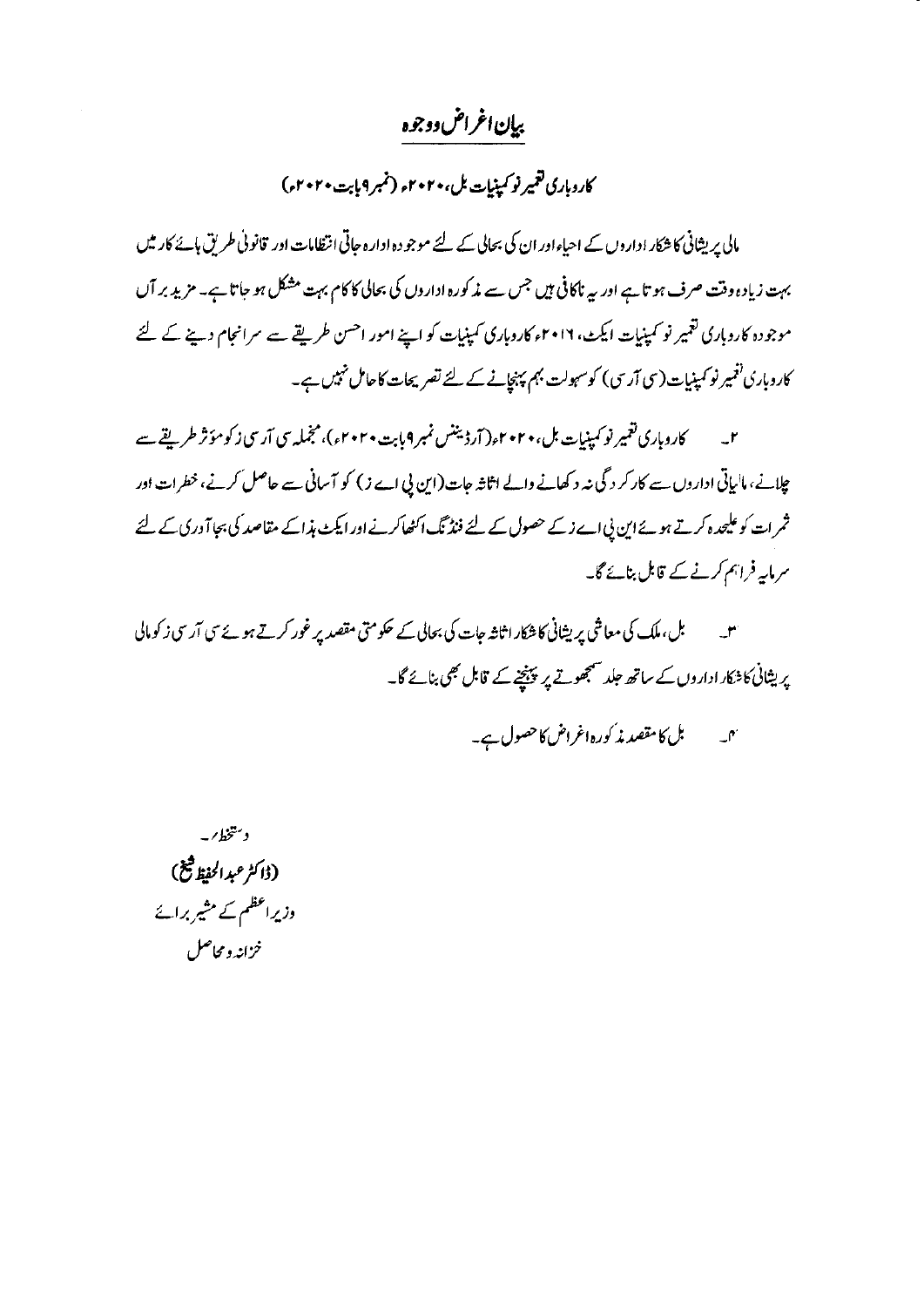# بیان اغراض ووجوہ

## کاروباری تعمیر نو کمپنیات بل، ۲۰۲۰ء (نمبر ۹ بابت ۲۰۲۰ء)

مالی پریشانی کا شکار اداروں کے احیاء اور ان کی بحالی کے لئے موجودہ ادارہ جاتی انتظامات اور قانونی طریق ہائے کار میں بہت زیادہ وقت صرف ہوتا ہے اور یہ ناکافی ہیں جس سے مذکورہ اداروں کی بحالی کا کام بہت مشکل ہو جاتا ہے۔ مزید بر آں موجودہ کاروباری تعمیر نو کمپنیات ایکٹ، ۲۰۱۶ء کاروباری کمپنیات کو اپنے امور احسن طریقے سے سرانجام دینے کے لئے کاروباری تعمیر نو کمپنیات (سی آر سی) کو سہولت بہم پہنچانے کے لئے تصریحات کا حامل نہیں ہے۔

۲۔ کاروباری تعمیر نو کمپنیات بل، ۲۰۲۰ء (آرڈیننس نمبر ۹ بابت ۲۰۲۰ء)، مجملہ سی آر سی ز کو مؤثر طریقے سے چلانے، مالیاتی اداروں سے کارکردگی نہ دکھانے والے اثاثہ جات (این پی اے ز) کو آسانی سے حاصل کرنے، خطرات اور ثمرات کو علیحدہ کرتے ہوئے این پی اے ز کے حصول کے لئے فنڈنگ اکٹھا کرنے اور ایکٹ ہذا کے مقاصد کی بجا آوری کے لئے سرمایہ فراہم کرنے کے قابل بنائے گا۔

۳۔ بل، ملک کی معاشی پریشانی کا شکار اثاثہ جات کی بحالی کے حکومتی مقصد پر غور کرتے ہوئے سی آر سی ز کو مالی پریشانی کا شکار اداروں کے ساتھ جلد سمجھوتے پر پہنچنے کے قابل بھی بنائے گا۔

۴۔ بل کا مقصد مذکورہ اغراض کا حصول ہے۔

دستخط/۔
**(ڈاکٹر عبدالحفیظ شیخ)**
وزیر اعظم کے مشیر برائے
خزانہ و محاصل